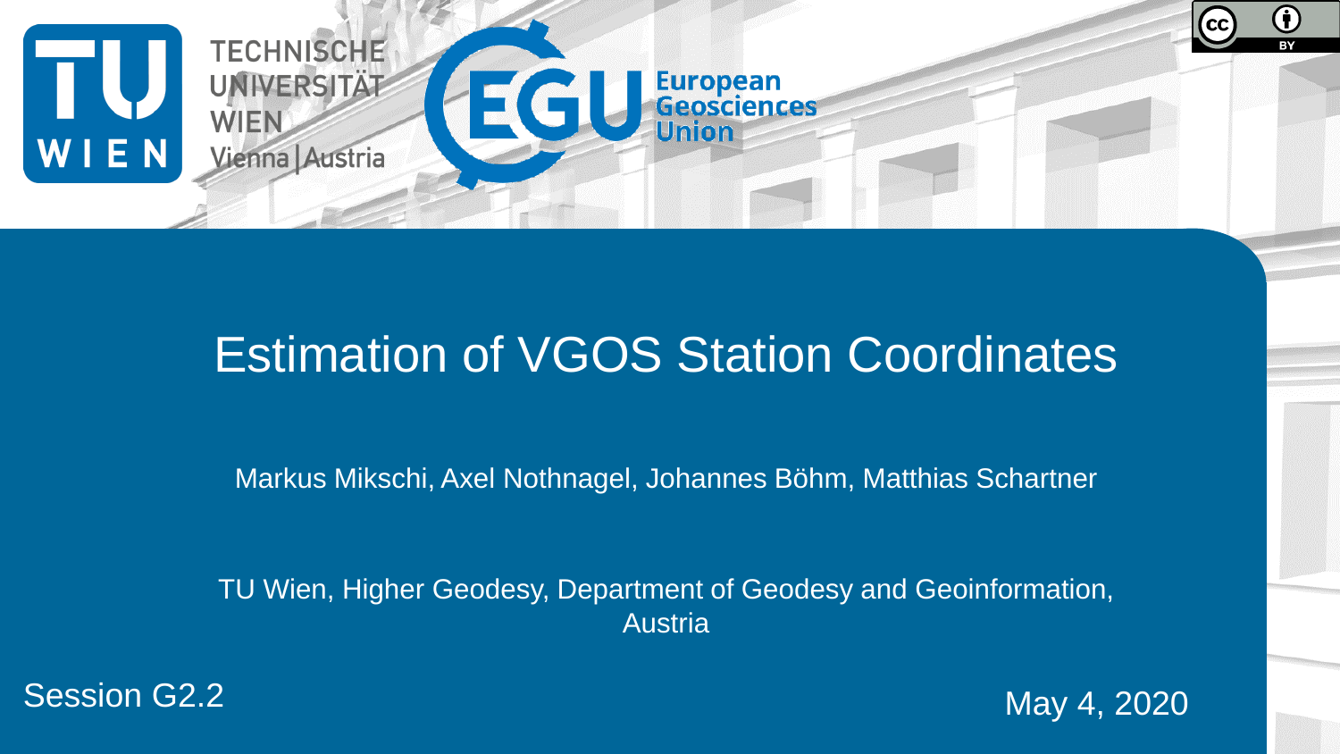TECHNISCHE UNIVERSITÄT WIEN
Vienna | Austria

European Geosciences Union

# Estimation of VGOS Station Coordinates

Markus Mikschi, Axel Nothnagel, Johannes Böhm, Matthias Schartner

TU Wien, Higher Geodesy, Department of Geodesy and Geoinformation, Austria

Session G2.2

May 4, 2020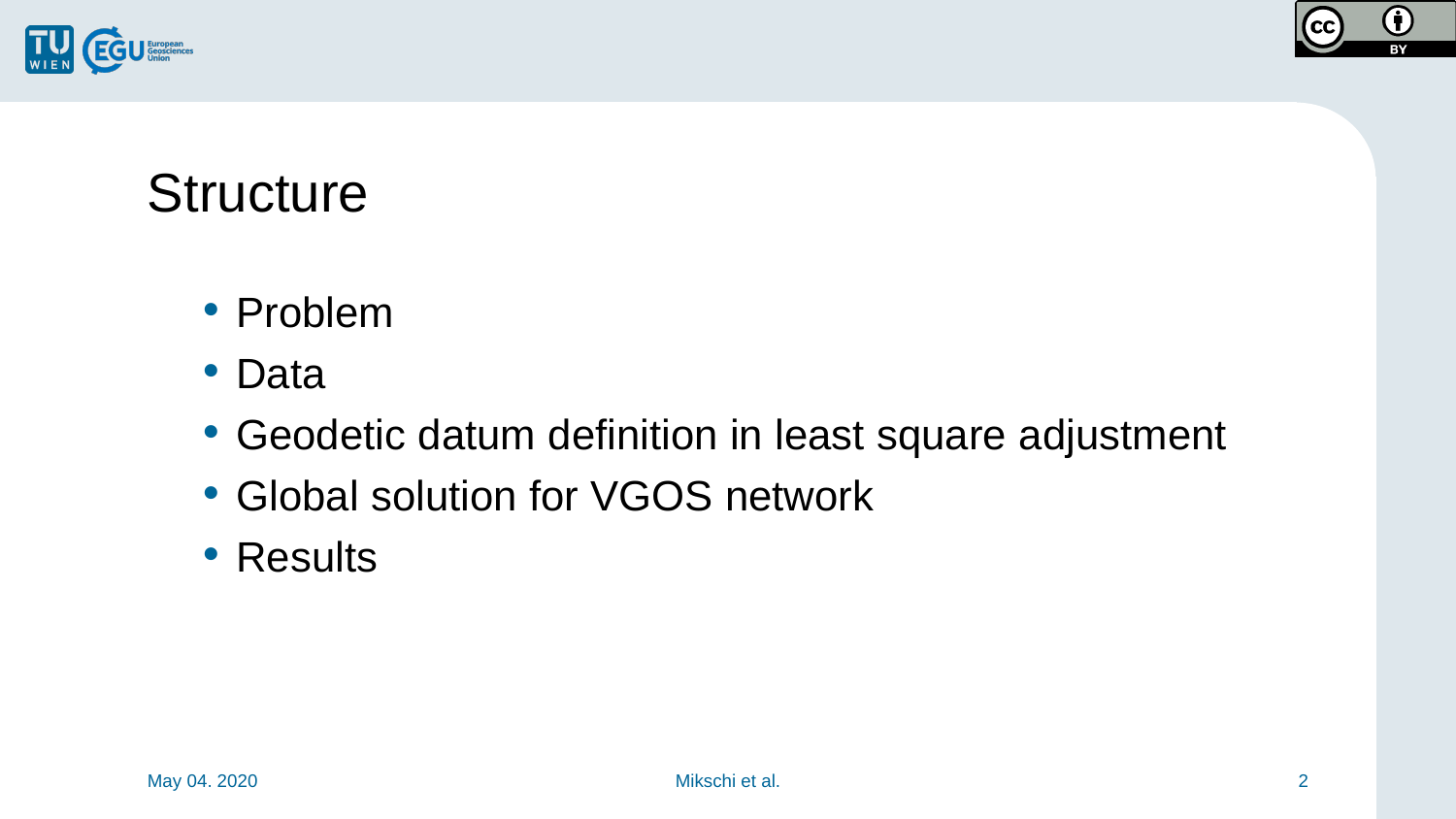# Structure

- Problem
- Data
- Geodetic datum definition in least square adjustment
- Global solution for VGOS network
- Results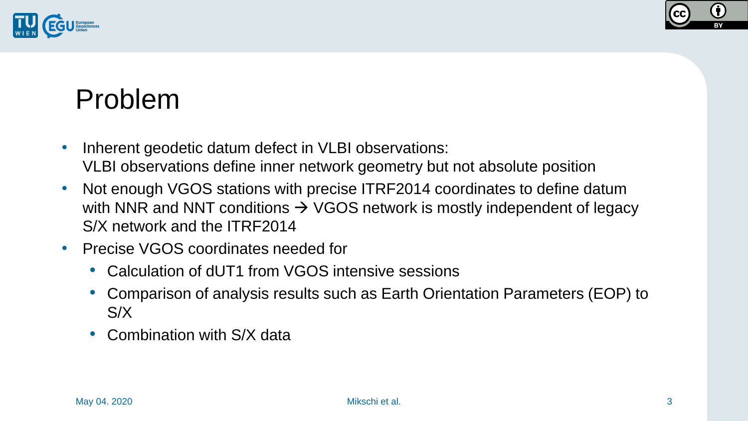# Problem

- Inherent geodetic datum defect in VLBI observations:
  VLBI observations define inner network geometry but not absolute position
- Not enough VGOS stations with precise ITRF2014 coordinates to define datum with NNR and NNT conditions → VGOS network is mostly independent of legacy S/X network and the ITRF2014
- Precise VGOS coordinates needed for
  - Calculation of dUT1 from VGOS intensive sessions
  - Comparison of analysis results such as Earth Orientation Parameters (EOP) to S/X
  - Combination with S/X data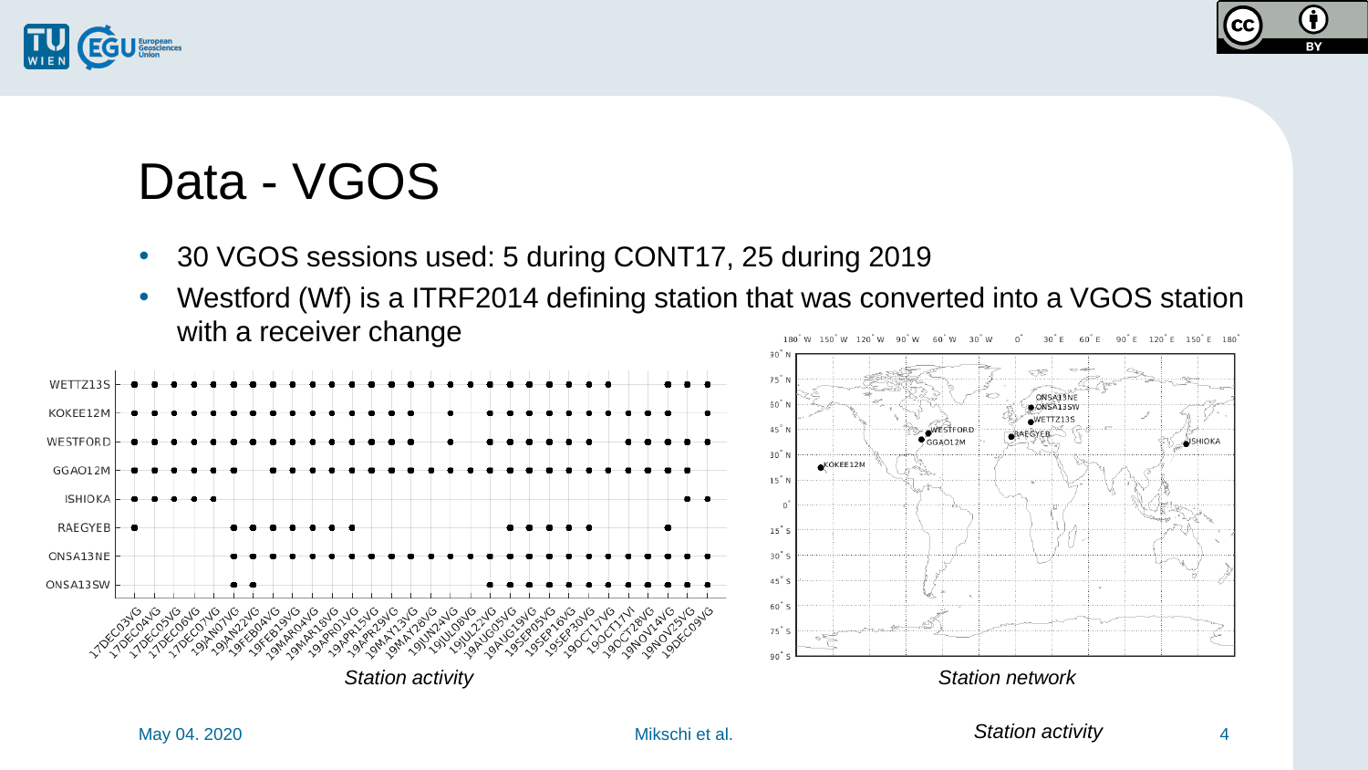# Data - VGOS

- 30 VGOS sessions used: 5 during CONT17, 25 during 2019
- Westford (Wf) is a ITRF2014 defining station that was converted into a VGOS station with a receiver change

*Station activity*

*Station network*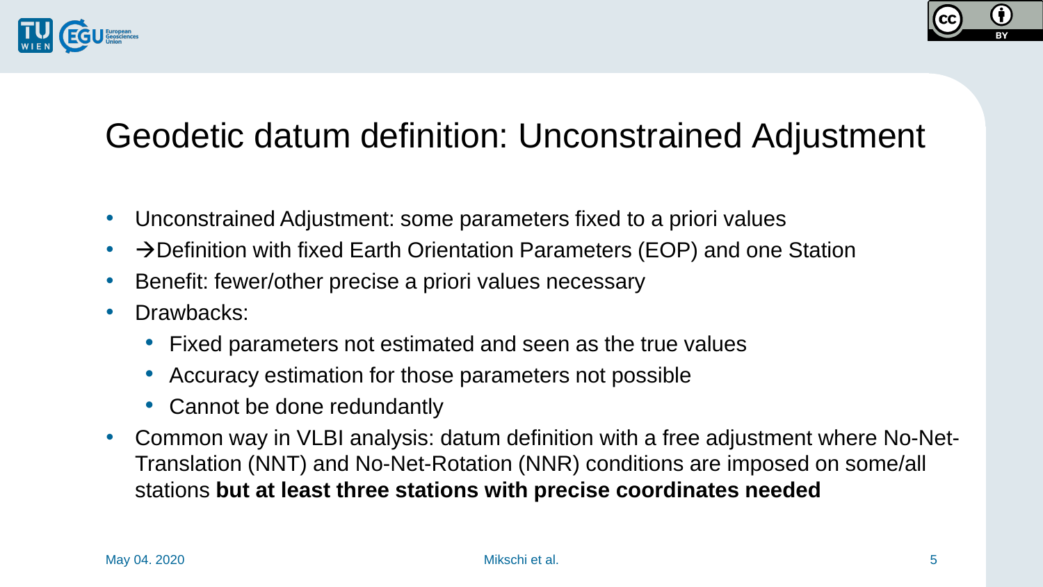# Geodetic datum definition: Unconstrained Adjustment

- Unconstrained Adjustment: some parameters fixed to a priori values
- →Definition with fixed Earth Orientation Parameters (EOP) and one Station
- Benefit: fewer/other precise a priori values necessary
- Drawbacks:
  - Fixed parameters not estimated and seen as the true values
  - Accuracy estimation for those parameters not possible
  - Cannot be done redundantly
- Common way in VLBI analysis: datum definition with a free adjustment where No-Net-Translation (NNT) and No-Net-Rotation (NNR) conditions are imposed on some/all stations **but at least three stations with precise coordinates needed**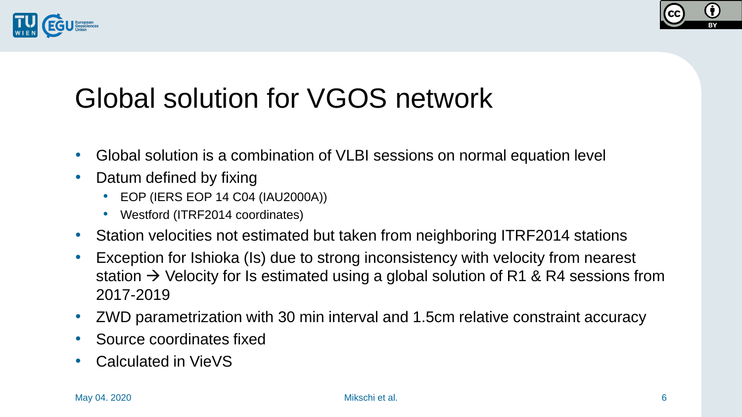# Global solution for VGOS network

- Global solution is a combination of VLBI sessions on normal equation level
- Datum defined by fixing
  - EOP (IERS EOP 14 C04 (IAU2000A))
  - Westford (ITRF2014 coordinates)
- Station velocities not estimated but taken from neighboring ITRF2014 stations
- Exception for Ishioka (Is) due to strong inconsistency with velocity from nearest station → Velocity for Is estimated using a global solution of R1 & R4 sessions from 2017-2019
- ZWD parametrization with 30 min interval and 1.5cm relative constraint accuracy
- Source coordinates fixed
- Calculated in VieVS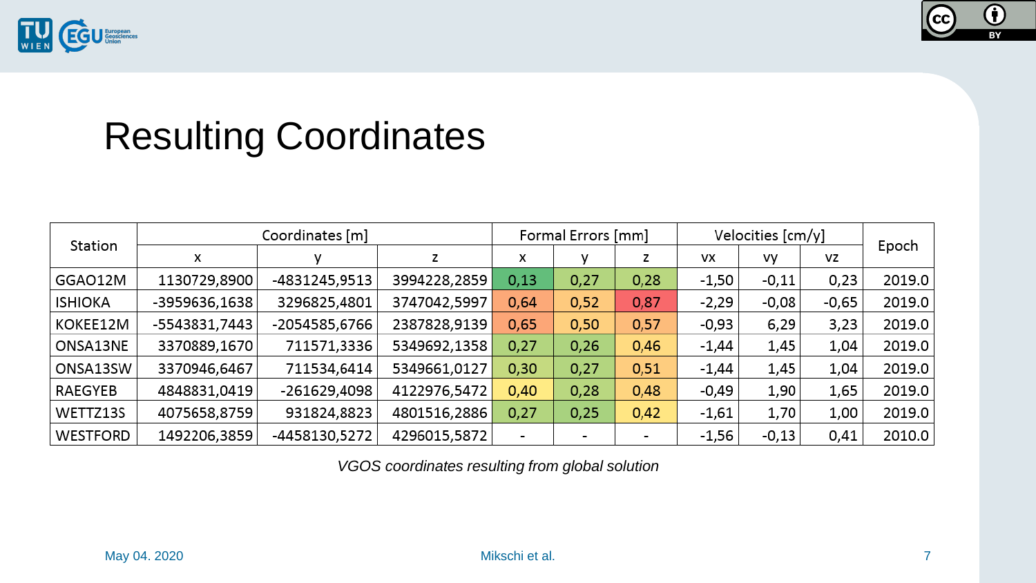# Resulting Coordinates

| Station | Coordinates [m] | | | Formal Errors [mm] | | | Velocities [cm/y] | | | Epoch |
|---|---|---|---|---|---|---|---|---|---|---|
| | x | y | z | x | y | z | vx | vy | vz | |
| GGAO12M | 1130729,8900 | -4831245,9513 | 3994228,2859 | 0,13 | 0,27 | 0,28 | -1,50 | -0,11 | 0,23 | 2019.0 |
| ISHIOKA | -3959636,1638 | 3296825,4801 | 3747042,5997 | 0,64 | 0,52 | 0,87 | -2,29 | -0,08 | -0,65 | 2019.0 |
| KOKEE12M | -5543831,7443 | -2054585,6766 | 2387828,9139 | 0,65 | 0,50 | 0,57 | -0,93 | 6,29 | 3,23 | 2019.0 |
| ONSA13NE | 3370889,1670 | 711571,3336 | 5349692,1358 | 0,27 | 0,26 | 0,46 | -1,44 | 1,45 | 1,04 | 2019.0 |
| ONSA13SW | 3370946,6467 | 711534,6414 | 5349661,0127 | 0,30 | 0,27 | 0,51 | -1,44 | 1,45 | 1,04 | 2019.0 |
| RAEGYEB | 4848831,0419 | -261629,4098 | 4122976,5472 | 0,40 | 0,28 | 0,48 | -0,49 | 1,90 | 1,65 | 2019.0 |
| WETTZ13S | 4075658,8759 | 931824,8823 | 4801516,2886 | 0,27 | 0,25 | 0,42 | -1,61 | 1,70 | 1,00 | 2019.0 |
| WESTFORD | 1492206,3859 | -4458130,5272 | 4296015,5872 | - | - | - | -1,56 | -0,13 | 0,41 | 2010.0 |

*VGOS coordinates resulting from global solution*

May 04. 2020 Mikschi et al.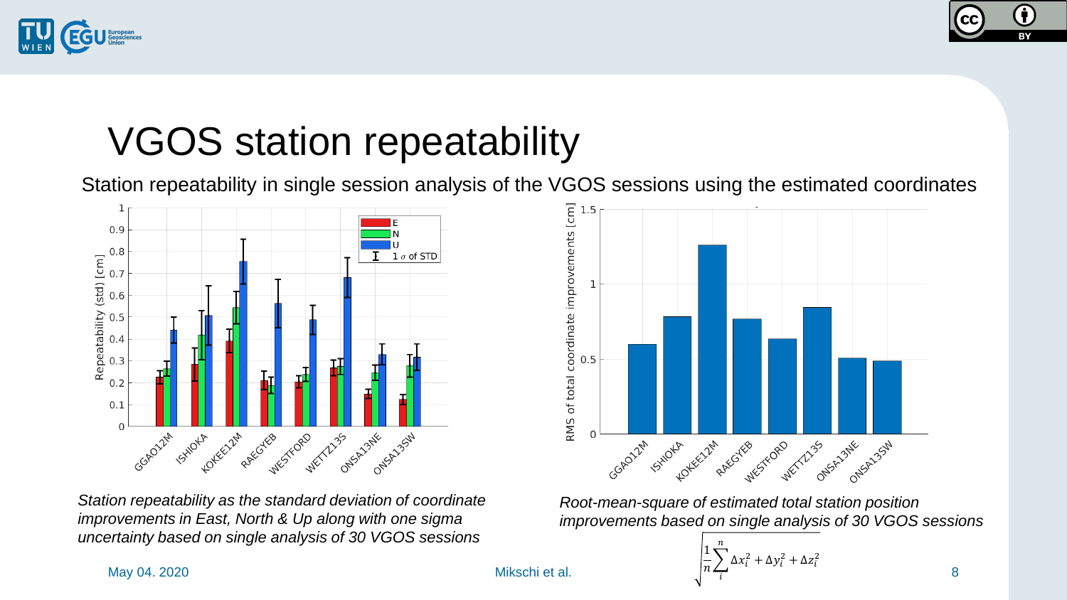# VGOS station repeatability

Station repeatability in single session analysis of the VGOS sessions using the estimated coordinates

Repeatability (std) [cm]

1
0.9
0.8
0.7
0.6
0.5
0.4
0.3
0.2
0.1
0

E
N
U
1 $\sigma$ of STD

GGAO12M
ISHIOKA
KOKEE12M
RAEGYEB
WESTFORD
WETTZ13S
ONSA13NE
ONSA13SW

*Station repeatability as the standard deviation of coordinate improvements in East, North & Up along with one sigma uncertainty based on single analysis of 30 VGOS sessions*

RMS of total coordinate improvements [cm]

1.5
1
0.5
0

GGAO12M
ISHIOKA
KOKEE12M
RAEGYEB
WESTFORD
WETTZ13S
ONSA13NE
ONSA13SW

*Root-mean-square of estimated total station position improvements based on single analysis of 30 VGOS sessions*

$$\sqrt{\frac{1}{n}\sum_{i}^{n} \Delta x_i^2 + \Delta y_i^2 + \Delta z_i^2}$$

May 04. 2020

Mikschi et al.